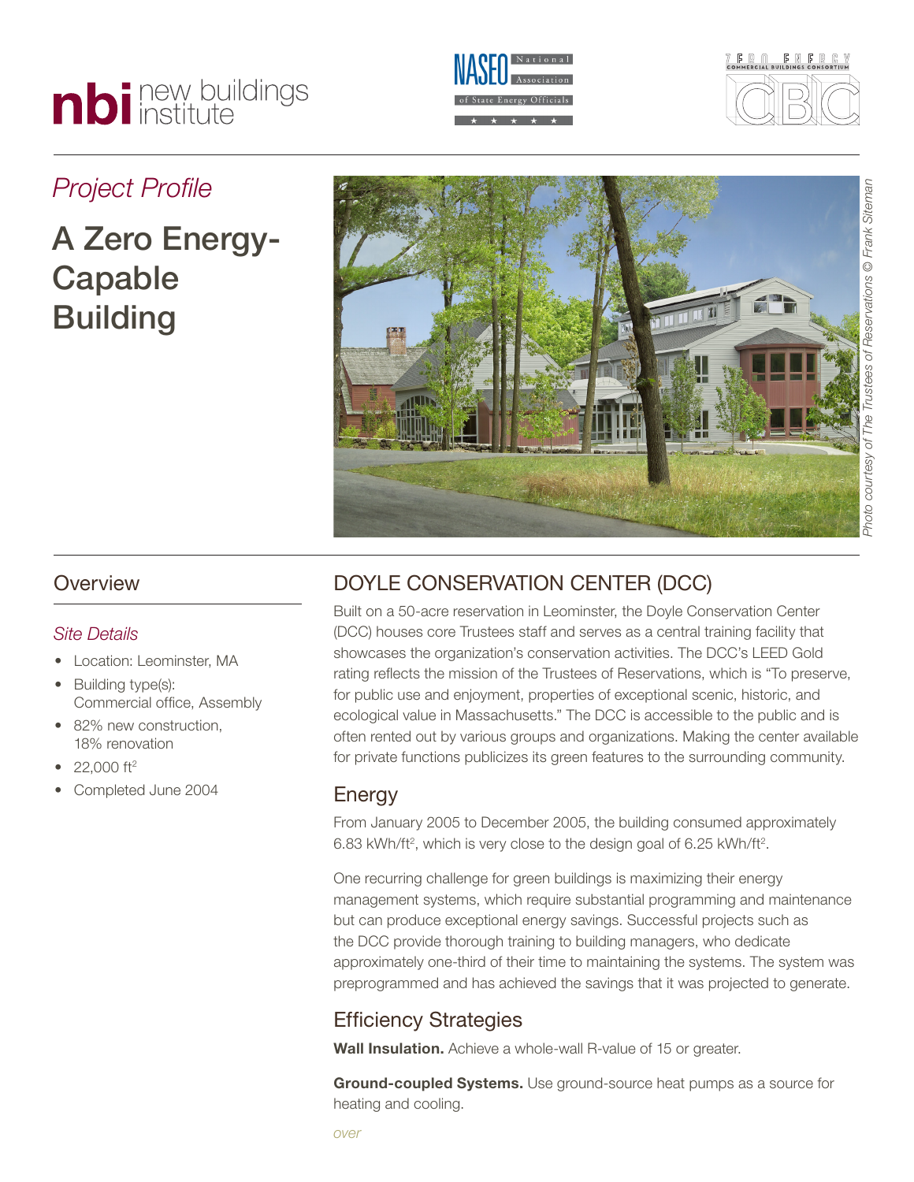*Project Profile*

# A Zero Energy-Capable Building

*Photo courtesy of The Trustees of Reservations © Frank Siteman*

## Overview

### *Site Details*

- Location: Leominster, MA
- Building type(s): Commercial office, Assembly
- 82% new construction, 18% renovation
- 22,000 ft$^2$
- Completed June 2004

## DOYLE CONSERVATION CENTER (DCC)

Built on a 50-acre reservation in Leominster, the Doyle Conservation Center (DCC) houses core Trustees staff and serves as a central training facility that showcases the organization's conservation activities. The DCC's LEED Gold rating reflects the mission of the Trustees of Reservations, which is "To preserve, for public use and enjoyment, properties of exceptional scenic, historic, and ecological value in Massachusetts." The DCC is accessible to the public and is often rented out by various groups and organizations. Making the center available for private functions publicizes its green features to the surrounding community.

### Energy

From January 2005 to December 2005, the building consumed approximately 6.83 kWh/ft$^2$, which is very close to the design goal of 6.25 kWh/ft$^2$.

One recurring challenge for green buildings is maximizing their energy management systems, which require substantial programming and maintenance but can produce exceptional energy savings. Successful projects such as the DCC provide thorough training to building managers, who dedicate approximately one-third of their time to maintaining the systems. The system was preprogrammed and has achieved the savings that it was projected to generate.

### Efficiency Strategies

**Wall Insulation.** Achieve a whole-wall R-value of 15 or greater.

**Ground-coupled Systems.** Use ground-source heat pumps as a source for heating and cooling.

*over*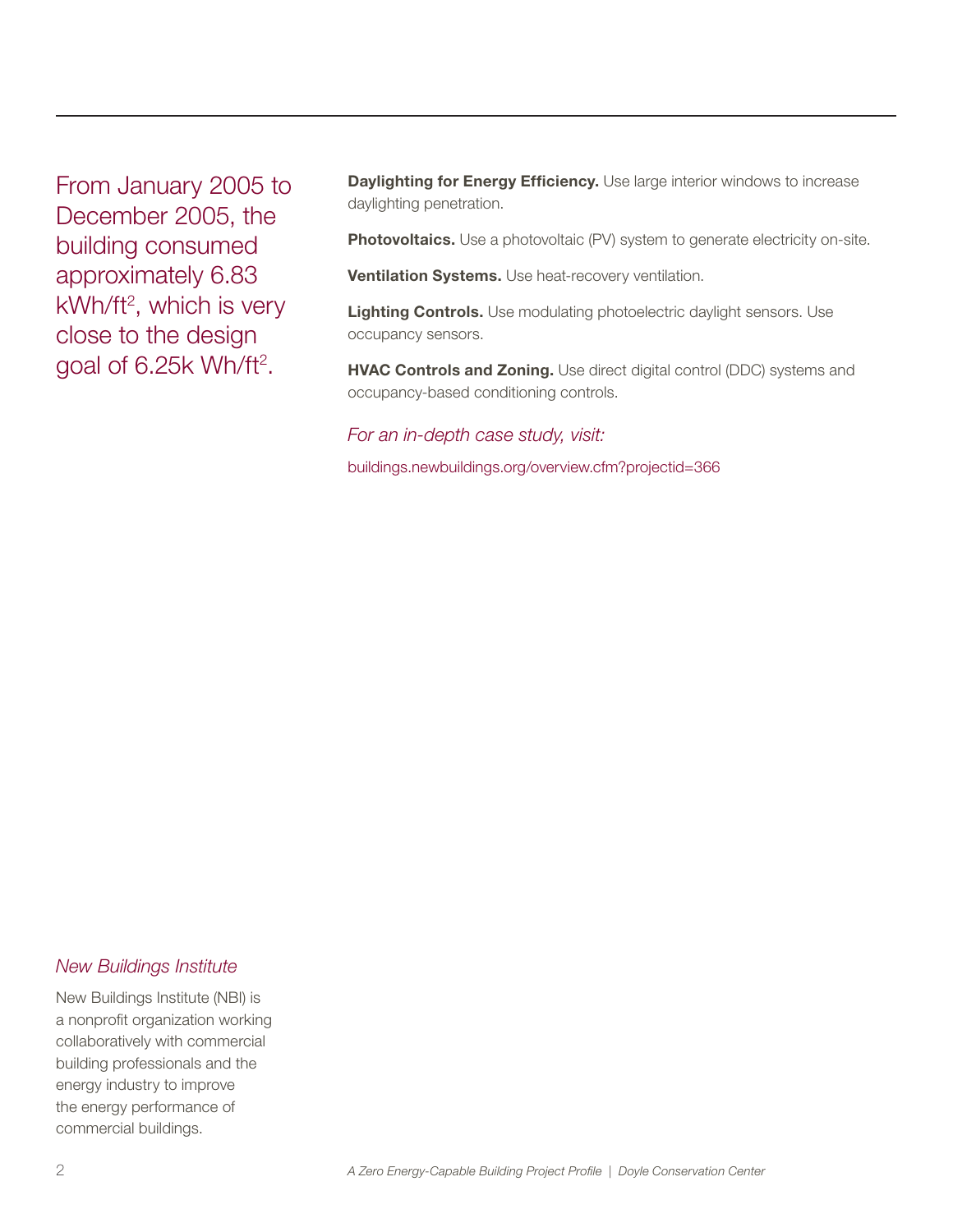From January 2005 to December 2005, the building consumed approximately 6.83 kWh/ft$^2$, which is very close to the design goal of 6.25k Wh/ft$^2$.

**Daylighting for Energy Efficiency.** Use large interior windows to increase daylighting penetration.

**Photovoltaics.** Use a photovoltaic (PV) system to generate electricity on-site.

**Ventilation Systems.** Use heat-recovery ventilation.

**Lighting Controls.** Use modulating photoelectric daylight sensors. Use occupancy sensors.

**HVAC Controls and Zoning.** Use direct digital control (DDC) systems and occupancy-based conditioning controls.

*For an in-depth case study, visit:*

buildings.newbuildings.org/overview.cfm?projectid=366

*New Buildings Institute*

New Buildings Institute (NBI) is a nonprofit organization working collaboratively with commercial building professionals and the energy industry to improve the energy performance of commercial buildings.